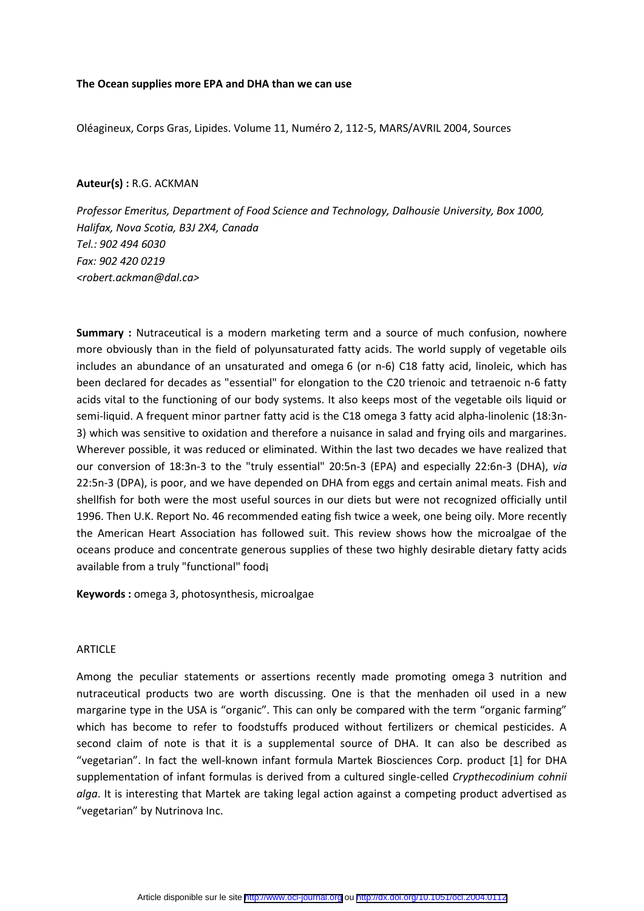**The Ocean supplies more EPA and DHA than we can use**

Oléagineux, Corps Gras, Lipides. Volume 11, Numéro 2, 112-5, MARS/AVRIL 2004, Sources

**Auteur(s) :** R.G. ACKMAN

*Professor Emeritus, Department of Food Science and Technology, Dalhousie University, Box 1000, Halifax, Nova Scotia, B3J 2X4, Canada*
*Tel.: 902 494 6030*
*Fax: 902 420 0219*
*<robert.ackman@dal.ca>*

**Summary :** Nutraceutical is a modern marketing term and a source of much confusion, nowhere more obviously than in the field of polyunsaturated fatty acids. The world supply of vegetable oils includes an abundance of an unsaturated and omega 6 (or n-6) C18 fatty acid, linoleic, which has been declared for decades as "essential" for elongation to the C20 trienoic and tetraenoic n-6 fatty acids vital to the functioning of our body systems. It also keeps most of the vegetable oils liquid or semi-liquid. A frequent minor partner fatty acid is the C18 omega 3 fatty acid alpha-linolenic (18:3n-3) which was sensitive to oxidation and therefore a nuisance in salad and frying oils and margarines. Wherever possible, it was reduced or eliminated. Within the last two decades we have realized that our conversion of 18:3n-3 to the "truly essential" 20:5n-3 (EPA) and especially 22:6n-3 (DHA), *via* 22:5n-3 (DPA), is poor, and we have depended on DHA from eggs and certain animal meats. Fish and shellfish for both were the most useful sources in our diets but were not recognized officially until 1996. Then U.K. Report No. 46 recommended eating fish twice a week, one being oily. More recently the American Heart Association has followed suit. This review shows how the microalgae of the oceans produce and concentrate generous supplies of these two highly desirable dietary fatty acids available from a truly "functional" food¡

**Keywords :** omega 3, photosynthesis, microalgae

ARTICLE

Among the peculiar statements or assertions recently made promoting omega 3 nutrition and nutraceutical products two are worth discussing. One is that the menhaden oil used in a new margarine type in the USA is "organic". This can only be compared with the term "organic farming" which has become to refer to foodstuffs produced without fertilizers or chemical pesticides. A second claim of note is that it is a supplemental source of DHA. It can also be described as "vegetarian". In fact the well-known infant formula Martek Biosciences Corp. product [1] for DHA supplementation of infant formulas is derived from a cultured single-celled *Crypthecodinium cohnii alga*. It is interesting that Martek are taking legal action against a competing product advertised as "vegetarian" by Nutrinova Inc.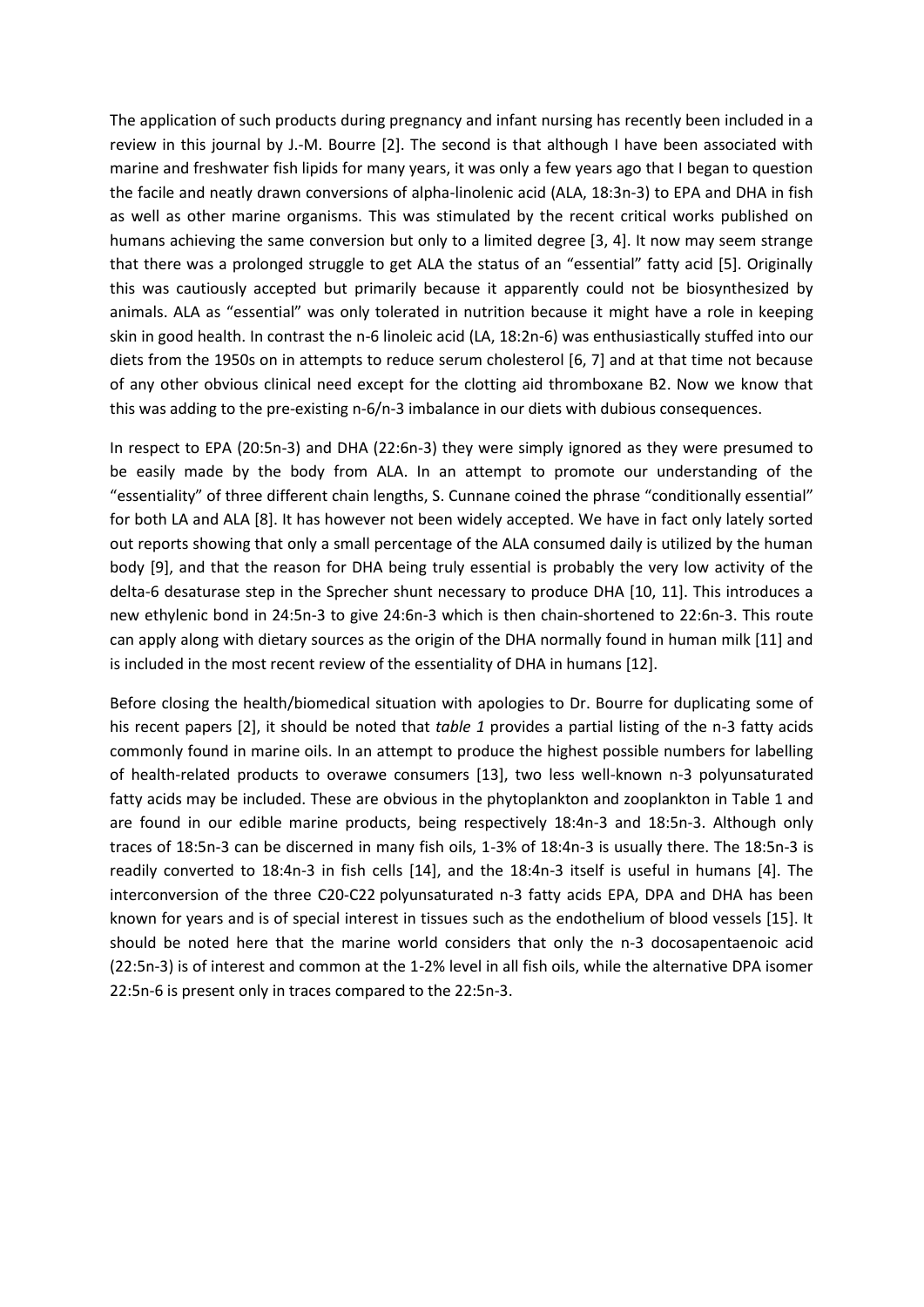The application of such products during pregnancy and infant nursing has recently been included in a review in this journal by J.-M. Bourre [2]. The second is that although I have been associated with marine and freshwater fish lipids for many years, it was only a few years ago that I began to question the facile and neatly drawn conversions of alpha-linolenic acid (ALA, 18:3n-3) to EPA and DHA in fish as well as other marine organisms. This was stimulated by the recent critical works published on humans achieving the same conversion but only to a limited degree [3, 4]. It now may seem strange that there was a prolonged struggle to get ALA the status of an "essential" fatty acid [5]. Originally this was cautiously accepted but primarily because it apparently could not be biosynthesized by animals. ALA as "essential" was only tolerated in nutrition because it might have a role in keeping skin in good health. In contrast the n-6 linoleic acid (LA, 18:2n-6) was enthusiastically stuffed into our diets from the 1950s on in attempts to reduce serum cholesterol [6, 7] and at that time not because of any other obvious clinical need except for the clotting aid thromboxane B2. Now we know that this was adding to the pre-existing n-6/n-3 imbalance in our diets with dubious consequences.

In respect to EPA (20:5n-3) and DHA (22:6n-3) they were simply ignored as they were presumed to be easily made by the body from ALA. In an attempt to promote our understanding of the "essentiality" of three different chain lengths, S. Cunnane coined the phrase "conditionally essential" for both LA and ALA [8]. It has however not been widely accepted. We have in fact only lately sorted out reports showing that only a small percentage of the ALA consumed daily is utilized by the human body [9], and that the reason for DHA being truly essential is probably the very low activity of the delta-6 desaturase step in the Sprecher shunt necessary to produce DHA [10, 11]. This introduces a new ethylenic bond in 24:5n-3 to give 24:6n-3 which is then chain-shortened to 22:6n-3. This route can apply along with dietary sources as the origin of the DHA normally found in human milk [11] and is included in the most recent review of the essentiality of DHA in humans [12].

Before closing the health/biomedical situation with apologies to Dr. Bourre for duplicating some of his recent papers [2], it should be noted that *table 1* provides a partial listing of the n-3 fatty acids commonly found in marine oils. In an attempt to produce the highest possible numbers for labelling of health-related products to overawe consumers [13], two less well-known n-3 polyunsaturated fatty acids may be included. These are obvious in the phytoplankton and zooplankton in Table 1 and are found in our edible marine products, being respectively 18:4n-3 and 18:5n-3. Although only traces of 18:5n-3 can be discerned in many fish oils, 1-3% of 18:4n-3 is usually there. The 18:5n-3 is readily converted to 18:4n-3 in fish cells [14], and the 18:4n-3 itself is useful in humans [4]. The interconversion of the three C20-C22 polyunsaturated n-3 fatty acids EPA, DPA and DHA has been known for years and is of special interest in tissues such as the endothelium of blood vessels [15]. It should be noted here that the marine world considers that only the n-3 docosapentaenoic acid (22:5n-3) is of interest and common at the 1-2% level in all fish oils, while the alternative DPA isomer 22:5n-6 is present only in traces compared to the 22:5n-3.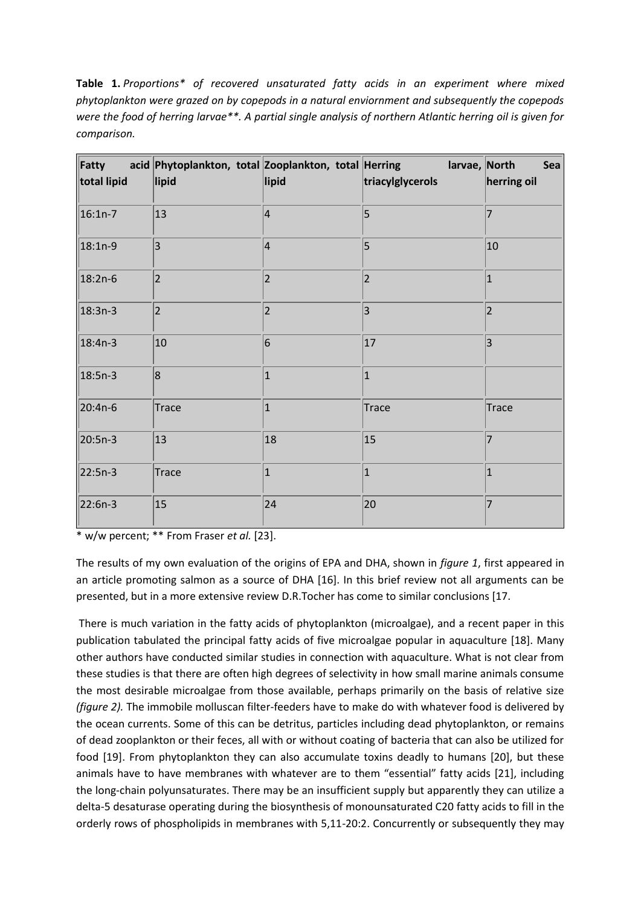**Table 1.** *Proportions\* of recovered unsaturated fatty acids in an experiment where mixed phytoplankton were grazed on by copepods in a natural enviornment and subsequently the copepods were the food of herring larvae\*\*. A partial single analysis of northern Atlantic herring oil is given for comparison.*

| Fatty acid total lipid | Phytoplankton, total lipid | Zooplankton, total lipid | Herring larvae, triacylglycerols | North Sea herring oil |
|---|---|---|---|---|
| 16:1n-7 | 13 | 4 | 5 | 7 |
| 18:1n-9 | 3 | 4 | 5 | 10 |
| 18:2n-6 | 2 | 2 | 2 | 1 |
| 18:3n-3 | 2 | 2 | 3 | 2 |
| 18:4n-3 | 10 | 6 | 17 | 3 |
| 18:5n-3 | 8 | 1 | 1 | |
| 20:4n-6 | Trace | 1 | Trace | Trace |
| 20:5n-3 | 13 | 18 | 15 | 7 |
| 22:5n-3 | Trace | 1 | 1 | 1 |
| 22:6n-3 | 15 | 24 | 20 | 7 |

\* w/w percent; \*\* From Fraser *et al.* [23].

The results of my own evaluation of the origins of EPA and DHA, shown in *figure 1*, first appeared in an article promoting salmon as a source of DHA [16]. In this brief review not all arguments can be presented, but in a more extensive review D.R.Tocher has come to similar conclusions [17.

There is much variation in the fatty acids of phytoplankton (microalgae), and a recent paper in this publication tabulated the principal fatty acids of five microalgae popular in aquaculture [18]. Many other authors have conducted similar studies in connection with aquaculture. What is not clear from these studies is that there are often high degrees of selectivity in how small marine animals consume the most desirable microalgae from those available, perhaps primarily on the basis of relative size *(figure 2).* The immobile molluscan filter-feeders have to make do with whatever food is delivered by the ocean currents. Some of this can be detritus, particles including dead phytoplankton, or remains of dead zooplankton or their feces, all with or without coating of bacteria that can also be utilized for food [19]. From phytoplankton they can also accumulate toxins deadly to humans [20], but these animals have to have membranes with whatever are to them "essential" fatty acids [21], including the long-chain polyunsaturates. There may be an insufficient supply but apparently they can utilize a delta-5 desaturase operating during the biosynthesis of monounsaturated C20 fatty acids to fill in the orderly rows of phospholipids in membranes with 5,11-20:2. Concurrently or subsequently they may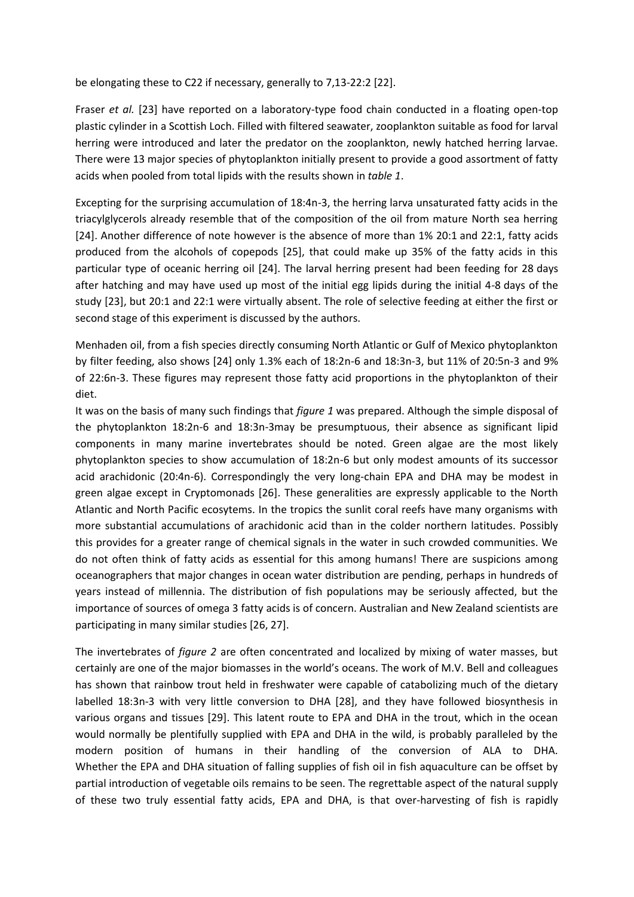be elongating these to C22 if necessary, generally to 7,13-22:2 [22].

Fraser *et al.* [23] have reported on a laboratory-type food chain conducted in a floating open-top plastic cylinder in a Scottish Loch. Filled with filtered seawater, zooplankton suitable as food for larval herring were introduced and later the predator on the zooplankton, newly hatched herring larvae. There were 13 major species of phytoplankton initially present to provide a good assortment of fatty acids when pooled from total lipids with the results shown in *table 1*.

Excepting for the surprising accumulation of 18:4n-3, the herring larva unsaturated fatty acids in the triacylglycerols already resemble that of the composition of the oil from mature North sea herring [24]. Another difference of note however is the absence of more than 1% 20:1 and 22:1, fatty acids produced from the alcohols of copepods [25], that could make up 35% of the fatty acids in this particular type of oceanic herring oil [24]. The larval herring present had been feeding for 28 days after hatching and may have used up most of the initial egg lipids during the initial 4-8 days of the study [23], but 20:1 and 22:1 were virtually absent. The role of selective feeding at either the first or second stage of this experiment is discussed by the authors.

Menhaden oil, from a fish species directly consuming North Atlantic or Gulf of Mexico phytoplankton by filter feeding, also shows [24] only 1.3% each of 18:2n-6 and 18:3n-3, but 11% of 20:5n-3 and 9% of 22:6n-3. These figures may represent those fatty acid proportions in the phytoplankton of their diet.

It was on the basis of many such findings that *figure 1* was prepared. Although the simple disposal of the phytoplankton 18:2n-6 and 18:3n-3may be presumptuous, their absence as significant lipid components in many marine invertebrates should be noted. Green algae are the most likely phytoplankton species to show accumulation of 18:2n-6 but only modest amounts of its successor acid arachidonic (20:4n-6). Correspondingly the very long-chain EPA and DHA may be modest in green algae except in Cryptomonads [26]. These generalities are expressly applicable to the North Atlantic and North Pacific ecosytems. In the tropics the sunlit coral reefs have many organisms with more substantial accumulations of arachidonic acid than in the colder northern latitudes. Possibly this provides for a greater range of chemical signals in the water in such crowded communities. We do not often think of fatty acids as essential for this among humans! There are suspicions among oceanographers that major changes in ocean water distribution are pending, perhaps in hundreds of years instead of millennia. The distribution of fish populations may be seriously affected, but the importance of sources of omega 3 fatty acids is of concern. Australian and New Zealand scientists are participating in many similar studies [26, 27].

The invertebrates of *figure 2* are often concentrated and localized by mixing of water masses, but certainly are one of the major biomasses in the world's oceans. The work of M.V. Bell and colleagues has shown that rainbow trout held in freshwater were capable of catabolizing much of the dietary labelled 18:3n-3 with very little conversion to DHA [28], and they have followed biosynthesis in various organs and tissues [29]. This latent route to EPA and DHA in the trout, which in the ocean would normally be plentifully supplied with EPA and DHA in the wild, is probably paralleled by the modern position of humans in their handling of the conversion of ALA to DHA. Whether the EPA and DHA situation of falling supplies of fish oil in fish aquaculture can be offset by partial introduction of vegetable oils remains to be seen. The regrettable aspect of the natural supply of these two truly essential fatty acids, EPA and DHA, is that over-harvesting of fish is rapidly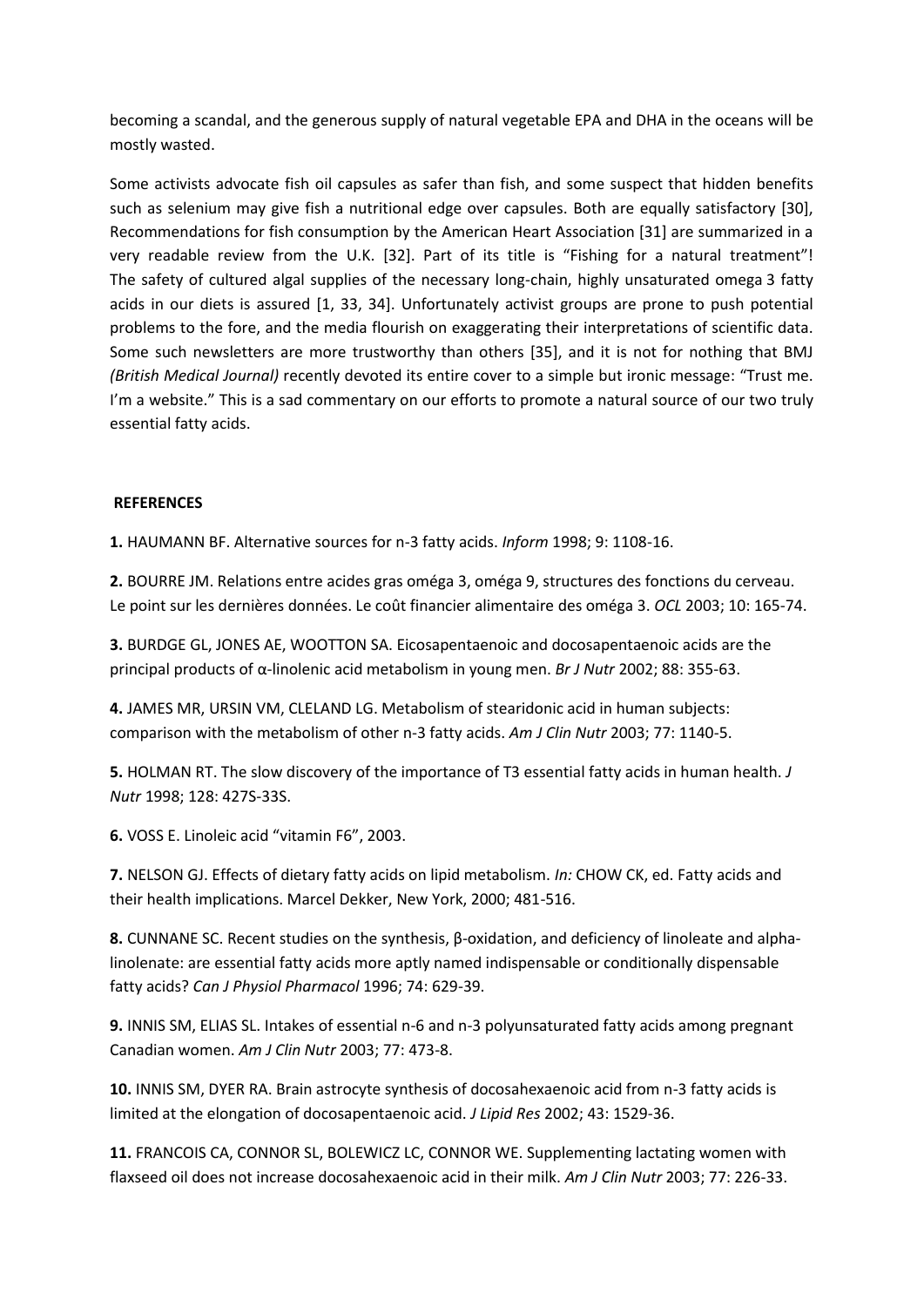becoming a scandal, and the generous supply of natural vegetable EPA and DHA in the oceans will be mostly wasted.

Some activists advocate fish oil capsules as safer than fish, and some suspect that hidden benefits such as selenium may give fish a nutritional edge over capsules. Both are equally satisfactory [30], Recommendations for fish consumption by the American Heart Association [31] are summarized in a very readable review from the U.K. [32]. Part of its title is "Fishing for a natural treatment"! The safety of cultured algal supplies of the necessary long-chain, highly unsaturated omega 3 fatty acids in our diets is assured [1, 33, 34]. Unfortunately activist groups are prone to push potential problems to the fore, and the media flourish on exaggerating their interpretations of scientific data. Some such newsletters are more trustworthy than others [35], and it is not for nothing that BMJ *(British Medical Journal)* recently devoted its entire cover to a simple but ironic message: "Trust me. I'm a website." This is a sad commentary on our efforts to promote a natural source of our two truly essential fatty acids.

## REFERENCES

**1.** HAUMANN BF. Alternative sources for n-3 fatty acids. *Inform* 1998; 9: 1108-16.

**2.** BOURRE JM. Relations entre acides gras oméga 3, oméga 9, structures des fonctions du cerveau. Le point sur les dernières données. Le coût financier alimentaire des oméga 3. *OCL* 2003; 10: 165-74.

**3.** BURDGE GL, JONES AE, WOOTTON SA. Eicosapentaenoic and docosapentaenoic acids are the principal products of α-linolenic acid metabolism in young men. *Br J Nutr* 2002; 88: 355-63.

**4.** JAMES MR, URSIN VM, CLELAND LG. Metabolism of stearidonic acid in human subjects: comparison with the metabolism of other n-3 fatty acids. *Am J Clin Nutr* 2003; 77: 1140-5.

**5.** HOLMAN RT. The slow discovery of the importance of T3 essential fatty acids in human health. *J Nutr* 1998; 128: 427S-33S.

**6.** VOSS E. Linoleic acid "vitamin F6", 2003.

**7.** NELSON GJ. Effects of dietary fatty acids on lipid metabolism. *In:* CHOW CK, ed. Fatty acids and their health implications. Marcel Dekker, New York, 2000; 481-516.

**8.** CUNNANE SC. Recent studies on the synthesis, β-oxidation, and deficiency of linoleate and alpha-linolenate: are essential fatty acids more aptly named indispensable or conditionally dispensable fatty acids? *Can J Physiol Pharmacol* 1996; 74: 629-39.

**9.** INNIS SM, ELIAS SL. Intakes of essential n-6 and n-3 polyunsaturated fatty acids among pregnant Canadian women. *Am J Clin Nutr* 2003; 77: 473-8.

**10.** INNIS SM, DYER RA. Brain astrocyte synthesis of docosahexaenoic acid from n-3 fatty acids is limited at the elongation of docosapentaenoic acid. *J Lipid Res* 2002; 43: 1529-36.

**11.** FRANCOIS CA, CONNOR SL, BOLEWICZ LC, CONNOR WE. Supplementing lactating women with flaxseed oil does not increase docosahexaenoic acid in their milk. *Am J Clin Nutr* 2003; 77: 226-33.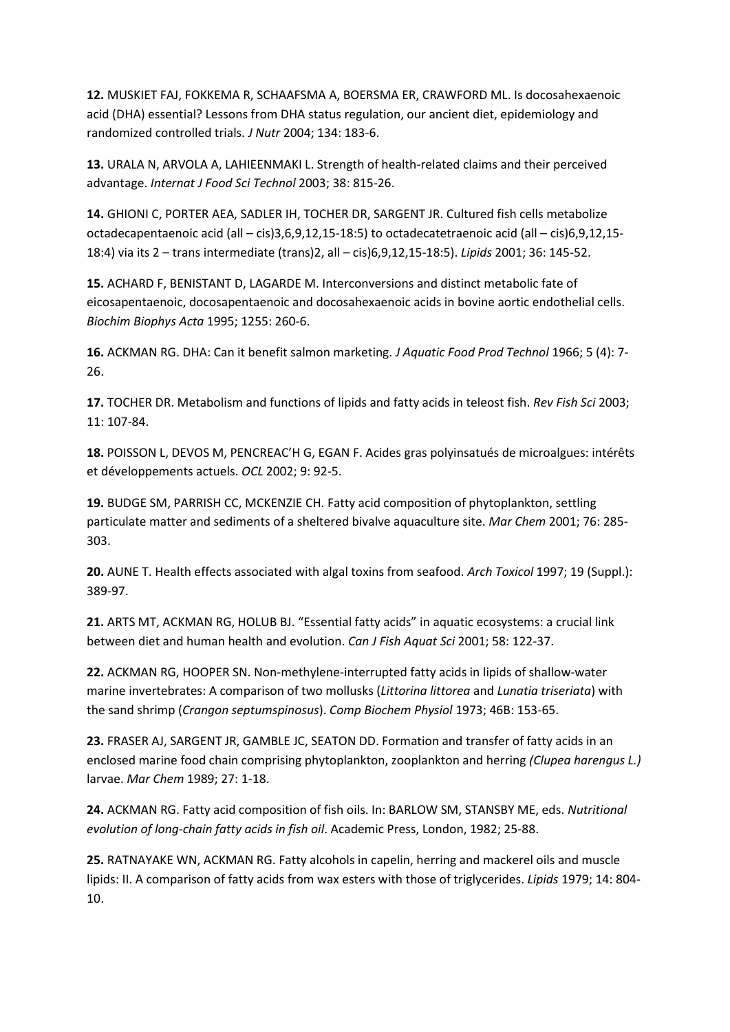**12.** MUSKIET FAJ, FOKKEMA R, SCHAAFSMA A, BOERSMA ER, CRAWFORD ML. Is docosahexaenoic acid (DHA) essential? Lessons from DHA status regulation, our ancient diet, epidemiology and randomized controlled trials. *J Nutr* 2004; 134: 183-6.

**13.** URALA N, ARVOLA A, LAHIEENMAKI L. Strength of health-related claims and their perceived advantage. *Internat J Food Sci Technol* 2003; 38: 815-26.

**14.** GHIONI C, PORTER AEA, SADLER IH, TOCHER DR, SARGENT JR. Cultured fish cells metabolize octadecapentaenoic acid (all – cis)3,6,9,12,15-18:5) to octadecatetraenoic acid (all – cis)6,9,12,15-18:4) via its 2 – trans intermediate (trans)2, all – cis)6,9,12,15-18:5). *Lipids* 2001; 36: 145-52.

**15.** ACHARD F, BENISTANT D, LAGARDE M. Interconversions and distinct metabolic fate of eicosapentaenoic, docosapentaenoic and docosahexaenoic acids in bovine aortic endothelial cells. *Biochim Biophys Acta* 1995; 1255: 260-6.

**16.** ACKMAN RG. DHA: Can it benefit salmon marketing. *J Aquatic Food Prod Technol* 1966; 5 (4): 7-26.

**17.** TOCHER DR. Metabolism and functions of lipids and fatty acids in teleost fish. *Rev Fish Sci* 2003; 11: 107-84.

**18.** POISSON L, DEVOS M, PENCREAC'H G, EGAN F. Acides gras polyinsatués de microalgues: intérêts et développements actuels. *OCL* 2002; 9: 92-5.

**19.** BUDGE SM, PARRISH CC, MCKENZIE CH. Fatty acid composition of phytoplankton, settling particulate matter and sediments of a sheltered bivalve aquaculture site. *Mar Chem* 2001; 76: 285-303.

**20.** AUNE T. Health effects associated with algal toxins from seafood. *Arch Toxicol* 1997; 19 (Suppl.): 389-97.

**21.** ARTS MT, ACKMAN RG, HOLUB BJ. "Essential fatty acids" in aquatic ecosystems: a crucial link between diet and human health and evolution. *Can J Fish Aquat Sci* 2001; 58: 122-37.

**22.** ACKMAN RG, HOOPER SN. Non-methylene-interrupted fatty acids in lipids of shallow-water marine invertebrates: A comparison of two mollusks (*Littorina littorea* and *Lunatia triseriata*) with the sand shrimp (*Crangon septumspinosus*). *Comp Biochem Physiol* 1973; 46B: 153-65.

**23.** FRASER AJ, SARGENT JR, GAMBLE JC, SEATON DD. Formation and transfer of fatty acids in an enclosed marine food chain comprising phytoplankton, zooplankton and herring *(Clupea harengus L.)* larvae. *Mar Chem* 1989; 27: 1-18.

**24.** ACKMAN RG. Fatty acid composition of fish oils. In: BARLOW SM, STANSBY ME, eds. *Nutritional evolution of long-chain fatty acids in fish oil*. Academic Press, London, 1982; 25-88.

**25.** RATNAYAKE WN, ACKMAN RG. Fatty alcohols in capelin, herring and mackerel oils and muscle lipids: II. A comparison of fatty acids from wax esters with those of triglycerides. *Lipids* 1979; 14: 804-10.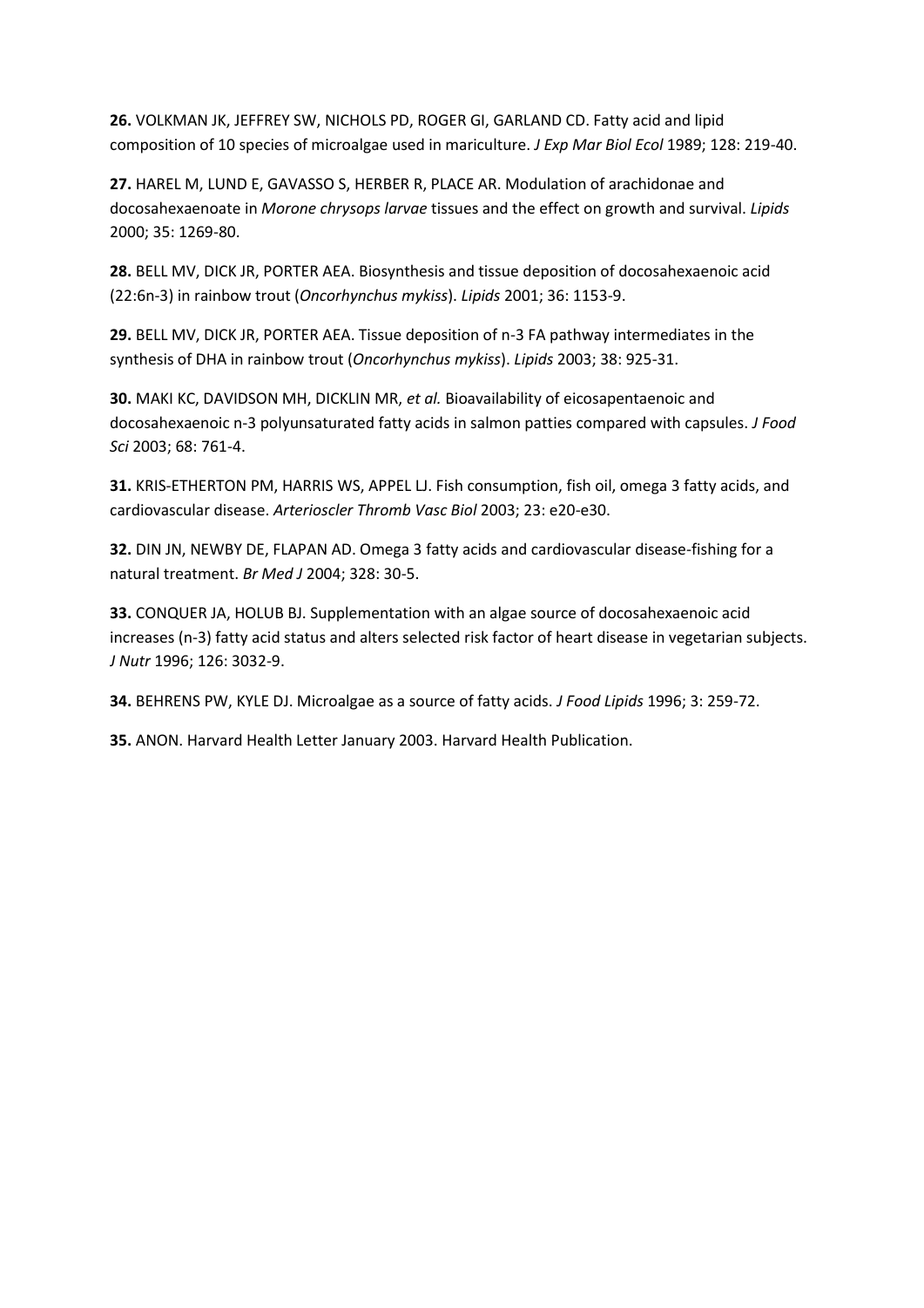**26.** VOLKMAN JK, JEFFREY SW, NICHOLS PD, ROGER GI, GARLAND CD. Fatty acid and lipid composition of 10 species of microalgae used in mariculture. *J Exp Mar Biol Ecol* 1989; 128: 219-40.

**27.** HAREL M, LUND E, GAVASSO S, HERBER R, PLACE AR. Modulation of arachidonae and docosahexaenoate in *Morone chrysops larvae* tissues and the effect on growth and survival. *Lipids* 2000; 35: 1269-80.

**28.** BELL MV, DICK JR, PORTER AEA. Biosynthesis and tissue deposition of docosahexaenoic acid (22:6n-3) in rainbow trout (*Oncorhynchus mykiss*). *Lipids* 2001; 36: 1153-9.

**29.** BELL MV, DICK JR, PORTER AEA. Tissue deposition of n-3 FA pathway intermediates in the synthesis of DHA in rainbow trout (*Oncorhynchus mykiss*). *Lipids* 2003; 38: 925-31.

**30.** MAKI KC, DAVIDSON MH, DICKLIN MR, *et al.* Bioavailability of eicosapentaenoic and docosahexaenoic n-3 polyunsaturated fatty acids in salmon patties compared with capsules. *J Food Sci* 2003; 68: 761-4.

**31.** KRIS-ETHERTON PM, HARRIS WS, APPEL LJ. Fish consumption, fish oil, omega 3 fatty acids, and cardiovascular disease. *Arterioscler Thromb Vasc Biol* 2003; 23: e20-e30.

**32.** DIN JN, NEWBY DE, FLAPAN AD. Omega 3 fatty acids and cardiovascular disease-fishing for a natural treatment. *Br Med J* 2004; 328: 30-5.

**33.** CONQUER JA, HOLUB BJ. Supplementation with an algae source of docosahexaenoic acid increases (n-3) fatty acid status and alters selected risk factor of heart disease in vegetarian subjects. *J Nutr* 1996; 126: 3032-9.

**34.** BEHRENS PW, KYLE DJ. Microalgae as a source of fatty acids. *J Food Lipids* 1996; 3: 259-72.

**35.** ANON. Harvard Health Letter January 2003. Harvard Health Publication.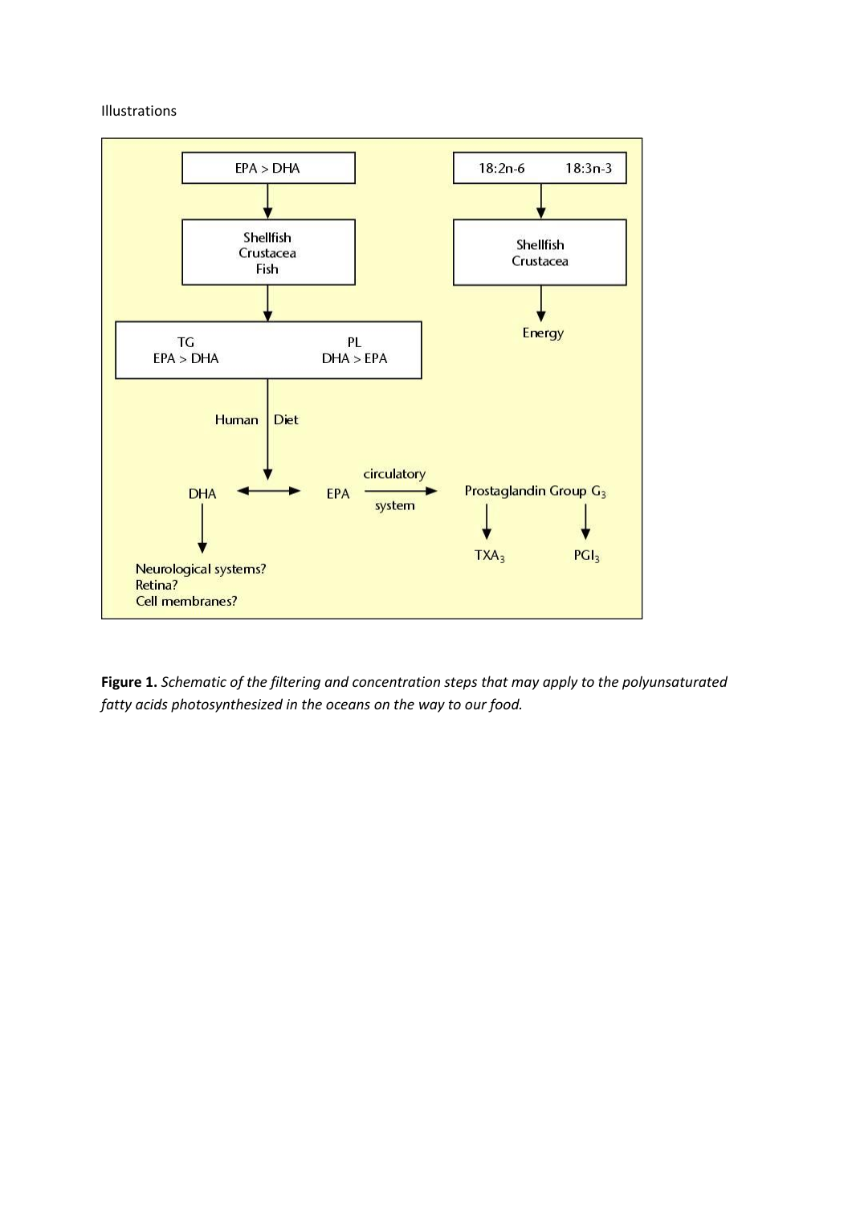Illustrations

EPA > DHA → Shellfish, Crustacea, Fish → TG: EPA > DHA; PL: DHA > EPA → Human Diet → DHA ↔ EPA

DHA → Neurological systems? Retina? Cell membranes?

EPA → circulatory system → Prostaglandin Group $G_3$ → $TXA_3$, $PGI_3$

18:2n-6, 18:3n-3 → Shellfish, Crustacea → Energy

**Figure 1.** *Schematic of the filtering and concentration steps that may apply to the polyunsaturated fatty acids photosynthesized in the oceans on the way to our food.*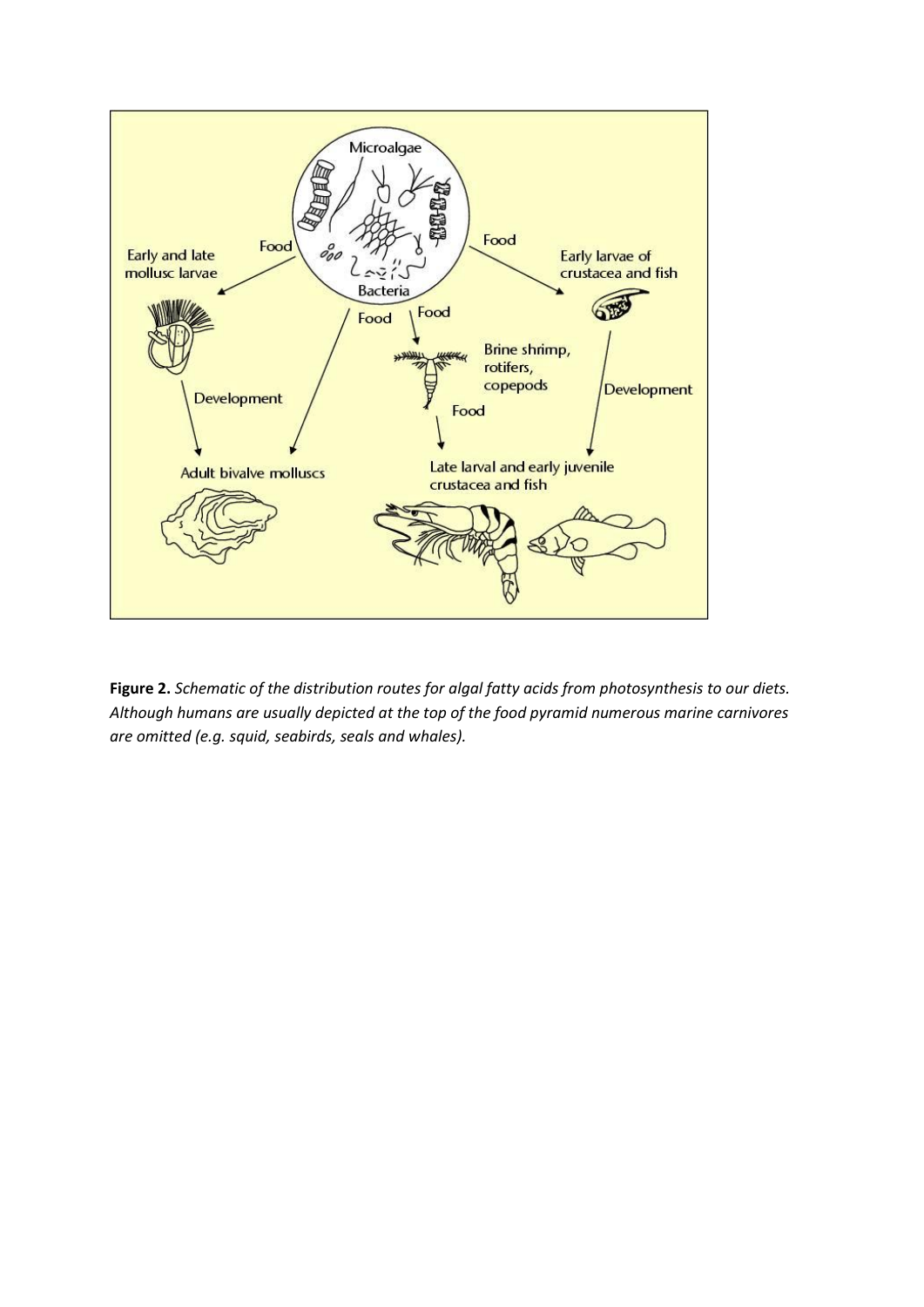Microalgae

Bacteria

Food

Food

Food

Food

Food

Early and late mollusc larvae

Early larvae of crustacea and fish

Brine shrimp, rotifers, copepods

Development

Development

Adult bivalve molluscs

Late larval and early juvenile crustacea and fish

**Figure 2.** *Schematic of the distribution routes for algal fatty acids from photosynthesis to our diets. Although humans are usually depicted at the top of the food pyramid numerous marine carnivores are omitted (e.g. squid, seabirds, seals and whales).*